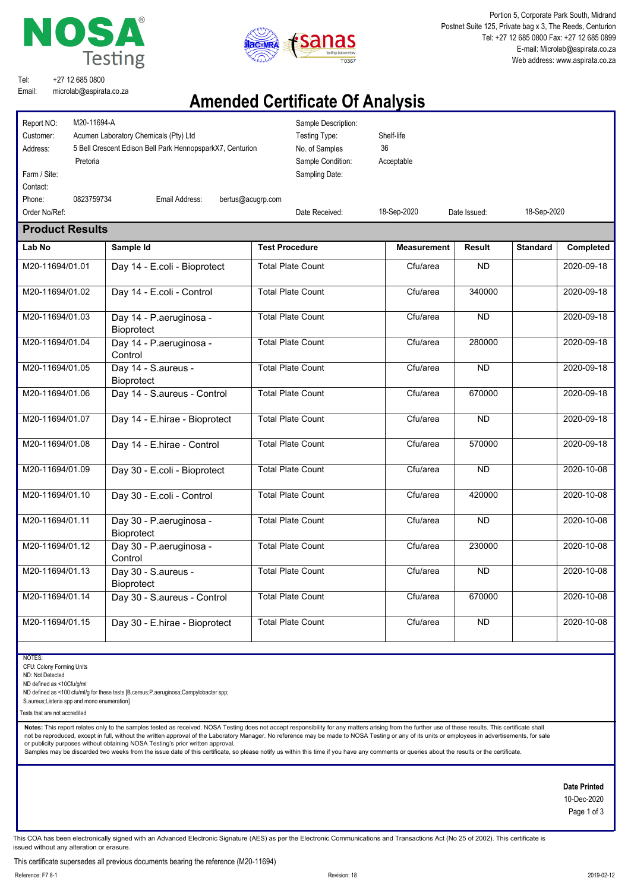NOSA Testing

Portion 5, Corporate Park South, Midrand
Postnet Suite 125, Private bag x 3, The Reeds, Centurion
Tel: +27 12 685 0800 Fax: +27 12 685 0899
E-mail: Microlab@aspirata.co.za
Web address: www.aspirata.co.za

Tel: +27 12 685 0800
Email: microlab@aspirata.co.za

# Amended Certificate Of Analysis

Report NO: M20-11694-A
Customer: Acumen Laboratory Chemicals (Pty) Ltd
Address: 5 Bell Crescent Edison Bell Park HennopsparkX7, Centurion Pretoria
Farm / Site:
Contact:
Phone: 0823759734 Email Address: bertus@acugrp.com
Order No/Ref:

Sample Description:
Testing Type: Shelf-life
No. of Samples 36
Sample Condition: Acceptable
Sampling Date:
Date Received: 18-Sep-2020 Date Issued: 18-Sep-2020

## Product Results

| Lab No | Sample Id | Test Procedure | Measurement | Result | Standard | Completed |
|---|---|---|---|---|---|---|
| M20-11694/01.01 | Day 14 - E.coli - Bioprotect | Total Plate Count | Cfu/area | ND | | 2020-09-18 |
| M20-11694/01.02 | Day 14 - E.coli - Control | Total Plate Count | Cfu/area | 340000 | | 2020-09-18 |
| M20-11694/01.03 | Day 14 - P.aeruginosa - Bioprotect | Total Plate Count | Cfu/area | ND | | 2020-09-18 |
| M20-11694/01.04 | Day 14 - P.aeruginosa - Control | Total Plate Count | Cfu/area | 280000 | | 2020-09-18 |
| M20-11694/01.05 | Day 14 - S.aureus - Bioprotect | Total Plate Count | Cfu/area | ND | | 2020-09-18 |
| M20-11694/01.06 | Day 14 - S.aureus - Control | Total Plate Count | Cfu/area | 670000 | | 2020-09-18 |
| M20-11694/01.07 | Day 14 - E.hirae - Bioprotect | Total Plate Count | Cfu/area | ND | | 2020-09-18 |
| M20-11694/01.08 | Day 14 - E.hirae - Control | Total Plate Count | Cfu/area | 570000 | | 2020-09-18 |
| M20-11694/01.09 | Day 30 - E.coli - Bioprotect | Total Plate Count | Cfu/area | ND | | 2020-10-08 |
| M20-11694/01.10 | Day 30 - E.coli - Control | Total Plate Count | Cfu/area | 420000 | | 2020-10-08 |
| M20-11694/01.11 | Day 30 - P.aeruginosa - Bioprotect | Total Plate Count | Cfu/area | ND | | 2020-10-08 |
| M20-11694/01.12 | Day 30 - P.aeruginosa - Control | Total Plate Count | Cfu/area | 230000 | | 2020-10-08 |
| M20-11694/01.13 | Day 30 - S.aureus - Bioprotect | Total Plate Count | Cfu/area | ND | | 2020-10-08 |
| M20-11694/01.14 | Day 30 - S.aureus - Control | Total Plate Count | Cfu/area | 670000 | | 2020-10-08 |
| M20-11694/01.15 | Day 30 - E.hirae - Bioprotect | Total Plate Count | Cfu/area | ND | | 2020-10-08 |

NOTES:
CFU: Colony Forming Units
ND: Not Detected
ND defined as <10Cfu/g/ml
ND defined as <100 cfu/ml/g for these tests [B.cereus;P.aeruginosa;Campylobacter spp; S.aureus;Listeria spp and mono enumeration]
Tests that are not accredited

**Notes:** This report relates only to the samples tested as received. NOSA Testing does not accept responsibility for any matters arising from the further use of these results. This certificate shall not be reproduced, except in full, without the written approval of the Laboratory Manager. No reference may be made to NOSA Testing or any of its units or employees in advertisements, for sale or publicity purposes without obtaining NOSA Testing's prior written approval.
Samples may be discarded two weeks from the issue date of this certificate, so please notify us within this time if you have any comments or queries about the results or the certificate.

**Date Printed**
10-Dec-2020

This COA has been electronically signed with an Advanced Electronic Signature (AES) as per the Electronic Communications and Transactions Act (No 25 of 2002). This certificate is issued without any alteration or erasure.

This certificate supersedes all previous documents bearing the reference (M20-11694)

Reference: F7.8-1 Revision: 18 2019-02-12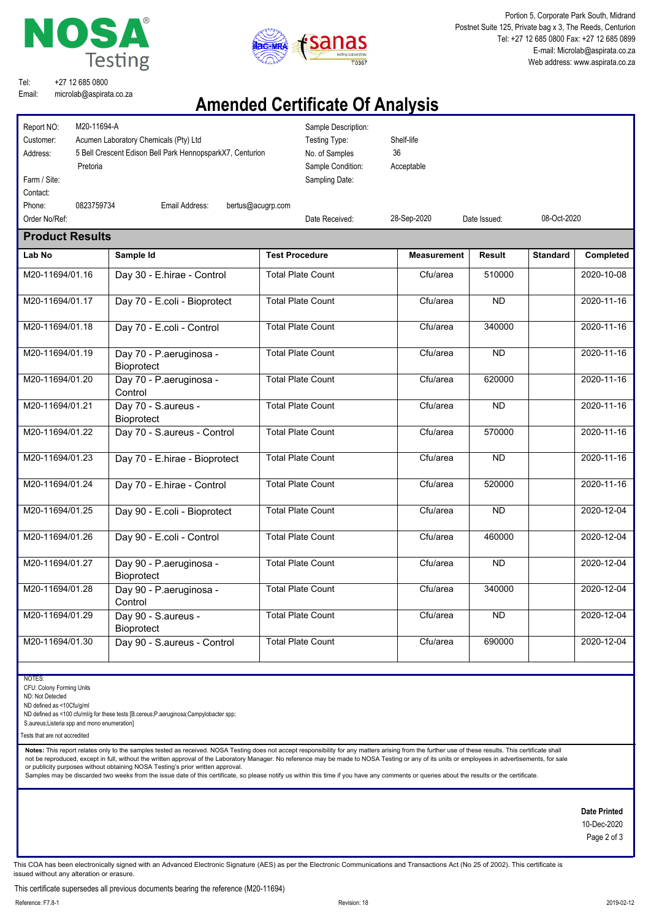NOSA® Testing

Portion 5, Corporate Park South, Midrand
Postnet Suite 125, Private bag x 3, The Reeds, Centurion
Tel: +27 12 685 0800 Fax: +27 12 685 0899
E-mail: Microlab@aspirata.co.za
Web address: www.aspirata.co.za

Tel: +27 12 685 0800
Email: microlab@aspirata.co.za

# Amended Certificate Of Analysis

Report NO: M20-11694-A
Customer: Acumen Laboratory Chemicals (Pty) Ltd
Address: 5 Bell Crescent Edison Bell Park HennopsparkX7, Centurion Pretoria
Farm / Site:
Contact:
Phone: 0823759734 Email Address: bertus@acugrp.com
Order No/Ref:

Sample Description:
Testing Type: Shelf-life
No. of Samples 36
Sample Condition: Acceptable
Sampling Date:
Date Received: 28-Sep-2020 Date Issued: 08-Oct-2020

## Product Results

| Lab No | Sample Id | Test Procedure | Measurement | Result | Standard | Completed |
|---|---|---|---|---|---|---|
| M20-11694/01.16 | Day 30 - E.hirae - Control | Total Plate Count | Cfu/area | 510000 | | 2020-10-08 |
| M20-11694/01.17 | Day 70 - E.coli - Bioprotect | Total Plate Count | Cfu/area | ND | | 2020-11-16 |
| M20-11694/01.18 | Day 70 - E.coli - Control | Total Plate Count | Cfu/area | 340000 | | 2020-11-16 |
| M20-11694/01.19 | Day 70 - P.aeruginosa - Bioprotect | Total Plate Count | Cfu/area | ND | | 2020-11-16 |
| M20-11694/01.20 | Day 70 - P.aeruginosa - Control | Total Plate Count | Cfu/area | 620000 | | 2020-11-16 |
| M20-11694/01.21 | Day 70 - S.aureus - Bioprotect | Total Plate Count | Cfu/area | ND | | 2020-11-16 |
| M20-11694/01.22 | Day 70 - S.aureus - Control | Total Plate Count | Cfu/area | 570000 | | 2020-11-16 |
| M20-11694/01.23 | Day 70 - E.hirae - Bioprotect | Total Plate Count | Cfu/area | ND | | 2020-11-16 |
| M20-11694/01.24 | Day 70 - E.hirae - Control | Total Plate Count | Cfu/area | 520000 | | 2020-11-16 |
| M20-11694/01.25 | Day 90 - E.coli - Bioprotect | Total Plate Count | Cfu/area | ND | | 2020-12-04 |
| M20-11694/01.26 | Day 90 - E.coli - Control | Total Plate Count | Cfu/area | 460000 | | 2020-12-04 |
| M20-11694/01.27 | Day 90 - P.aeruginosa - Bioprotect | Total Plate Count | Cfu/area | ND | | 2020-12-04 |
| M20-11694/01.28 | Day 90 - P.aeruginosa - Control | Total Plate Count | Cfu/area | 340000 | | 2020-12-04 |
| M20-11694/01.29 | Day 90 - S.aureus - Bioprotect | Total Plate Count | Cfu/area | ND | | 2020-12-04 |
| M20-11694/01.30 | Day 90 - S.aureus - Control | Total Plate Count | Cfu/area | 690000 | | 2020-12-04 |

NOTES:
CFU: Colony Forming Units
ND: Not Detected
ND defined as <10Cfu/g/ml
ND defined as <100 cfu/ml/g for these tests [B.cereus;P.aeruginosa;Campylobacter spp; S.aureus;Listeria spp and mono enumeration]
Tests that are not accredited

**Notes:** This report relates only to the samples tested as received. NOSA Testing does not accept responsibility for any matters arising from the further use of these results. This certificate shall not be reproduced, except in full, without the written approval of the Laboratory Manager. No reference may be made to NOSA Testing or any of its units or employees in advertisements, for sale or publicity purposes without obtaining NOSA Testing's prior written approval.
Samples may be discarded two weeks from the issue date of this certificate, so please notify us within this time if you have any comments or queries about the results or the certificate.

**Date Printed**
10-Dec-2020

This COA has been electronically signed with an Advanced Electronic Signature (AES) as per the Electronic Communications and Transactions Act (No 25 of 2002). This certificate is issued without any alteration or erasure.

This certificate supersedes all previous documents bearing the reference (M20-11694)

Reference: F7.8-1 Revision: 18 2019-02-12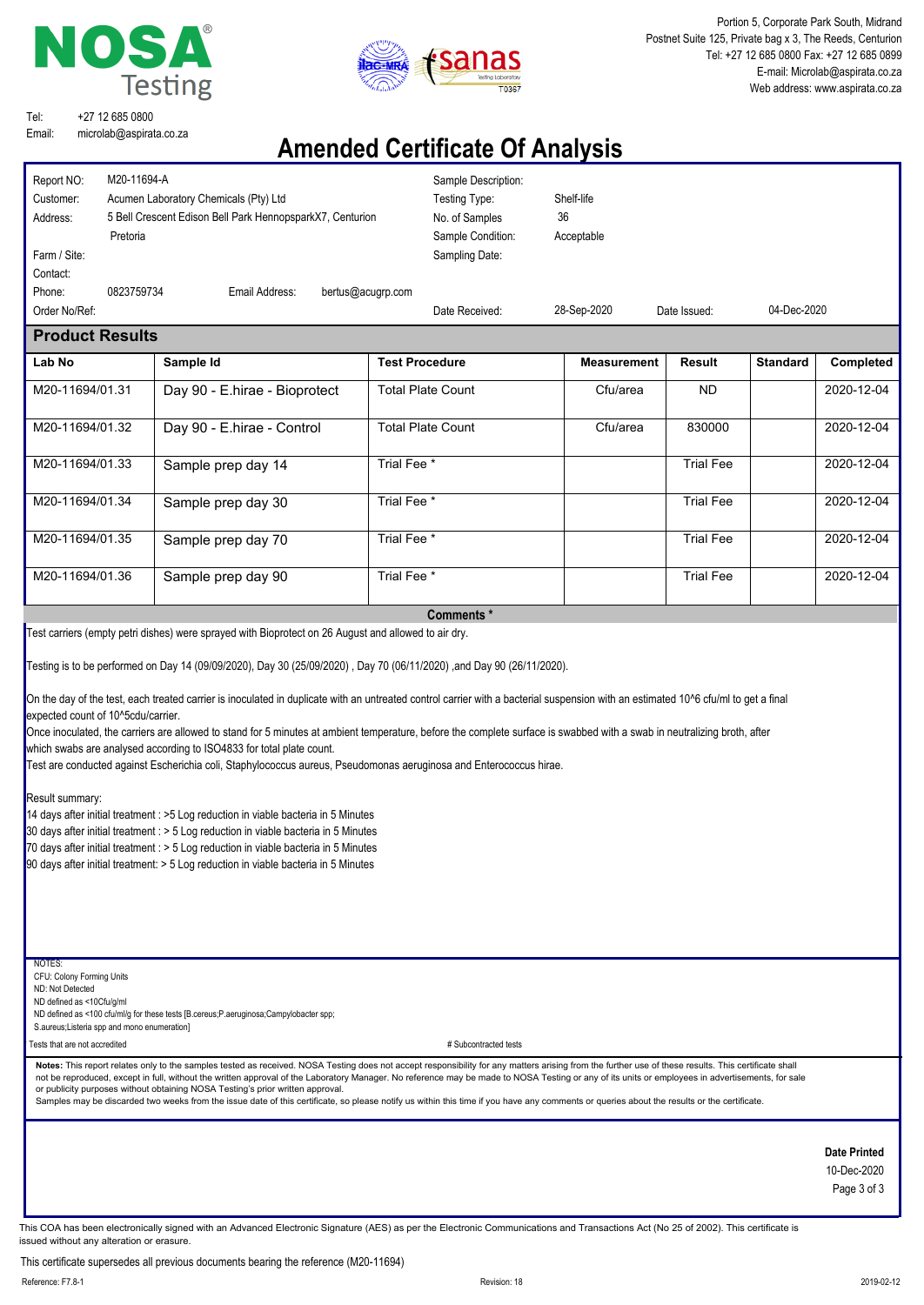NOSA Testing

Portion 5, Corporate Park South, Midrand
Postnet Suite 125, Private bag x 3, The Reeds, Centurion
Tel: +27 12 685 0800 Fax: +27 12 685 0899
E-mail: Microlab@aspirata.co.za
Web address: www.aspirata.co.za

Tel: +27 12 685 0800
Email: microlab@aspirata.co.za

# Amended Certificate Of Analysis

| | | | |
|---|---|---|---|
| Report NO: | M20-11694-A | Sample Description: | |
| Customer: | Acumen Laboratory Chemicals (Pty) Ltd | Testing Type: | Shelf-life |
| Address: | 5 Bell Crescent Edison Bell Park HennopsparkX7, Centurion Pretoria | No. of Samples | 36 |
| Farm / Site: | | Sample Condition: | Acceptable |
| Contact: | | Sampling Date: | |
| Phone: | 0823759734 Email Address: bertus@acugrp.com | | |
| Order No/Ref: | | Date Received: | 28-Sep-2020 Date Issued: 04-Dec-2020 |

## Product Results

| Lab No | Sample Id | Test Procedure | Measurement | Result | Standard | Completed |
|---|---|---|---|---|---|---|
| M20-11694/01.31 | Day 90 - E.hirae - Bioprotect | Total Plate Count | Cfu/area | ND | | 2020-12-04 |
| M20-11694/01.32 | Day 90 - E.hirae - Control | Total Plate Count | Cfu/area | 830000 | | 2020-12-04 |
| M20-11694/01.33 | Sample prep day 14 | Trial Fee * | | Trial Fee | | 2020-12-04 |
| M20-11694/01.34 | Sample prep day 30 | Trial Fee * | | Trial Fee | | 2020-12-04 |
| M20-11694/01.35 | Sample prep day 70 | Trial Fee * | | Trial Fee | | 2020-12-04 |
| M20-11694/01.36 | Sample prep day 90 | Trial Fee * | | Trial Fee | | 2020-12-04 |

**Comments ***

Test carriers (empty petri dishes) were sprayed with Bioprotect on 26 August and allowed to air dry.

Testing is to be performed on Day 14 (09/09/2020), Day 30 (25/09/2020) , Day 70 (06/11/2020) ,and Day 90 (26/11/2020).

On the day of the test, each treated carrier is inoculated in duplicate with an untreated control carrier with a bacterial suspension with an estimated 10^6 cfu/ml to get a final expected count of 10^5cdu/carrier.
Once inoculated, the carriers are allowed to stand for 5 minutes at ambient temperature, before the complete surface is swabbed with a swab in neutralizing broth, after which swabs are analysed according to ISO4833 for total plate count.
Test are conducted against Escherichia coli, Staphylococcus aureus, Pseudomonas aeruginosa and Enterococcus hirae.

Result summary:
14 days after initial treatment : >5 Log reduction in viable bacteria in 5 Minutes
30 days after initial treatment : > 5 Log reduction in viable bacteria in 5 Minutes
70 days after initial treatment : > 5 Log reduction in viable bacteria in 5 Minutes
90 days after initial treatment: > 5 Log reduction in viable bacteria in 5 Minutes

NOTES:
CFU: Colony Forming Units
ND: Not Detected
ND defined as <10Cfu/g/ml
ND defined as <100 cfu/ml/g for these tests [B.cereus;P.aeruginosa;Campylobacter spp; S.aureus;Listeria spp and mono enumeration]

Tests that are not accredited        # Subcontracted tests

**Notes:** This report relates only to the samples tested as received. NOSA Testing does not accept responsibility for any matters arising from the further use of these results. This certificate shall not be reproduced, except in full, without the written approval of the Laboratory Manager. No reference may be made to NOSA Testing or any of its units or employees in advertisements, for sale or publicity purposes without obtaining NOSA Testing's prior written approval.
Samples may be discarded two weeks from the issue date of this certificate, so please notify us within this time if you have any comments or queries about the results or the certificate.

**Date Printed**
10-Dec-2020

This COA has been electronically signed with an Advanced Electronic Signature (AES) as per the Electronic Communications and Transactions Act (No 25 of 2002). This certificate is issued without any alteration or erasure.

This certificate supersedes all previous documents bearing the reference (M20-11694)

Reference: F7.8-1    Revision: 18    2019-02-12